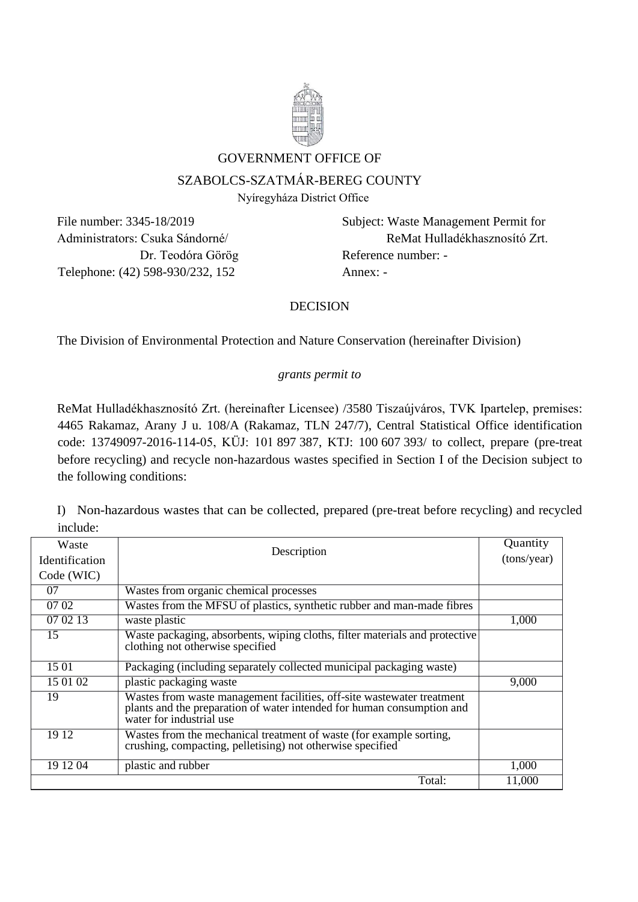GOVERNMENT OFFICE OF

SZABOLCS-SZATMÁR-BEREG COUNTY

Nyíregyháza District Office

File number: 3345-18/2019
Administrators: Csuka Sándorné/ Dr. Teodóra Görög
Telephone: (42) 598-930/232, 152

Subject: Waste Management Permit for ReMat Hulladékhasznosító Zrt.
Reference number: -
Annex: -

# DECISION

The Division of Environmental Protection and Nature Conservation (hereinafter Division)

*grants permit to*

ReMat Hulladékhasznosító Zrt. (hereinafter Licensee) /3580 Tiszaújváros, TVK Ipartelep, premises: 4465 Rakamaz, Arany J u. 108/A (Rakamaz, TLN 247/7), Central Statistical Office identification code: 13749097-2016-114-05, KÜJ: 101 897 387, KTJ: 100 607 393/ to collect, prepare (pre-treat before recycling) and recycle non-hazardous wastes specified in Section I of the Decision subject to the following conditions:

I) Non-hazardous wastes that can be collected, prepared (pre-treat before recycling) and recycled include:

| Waste Identification Code (WIC) | Description | Quantity (tons/year) |
|---|---|---|
| 07 | Wastes from organic chemical processes | |
| 07 02 | Wastes from the MFSU of plastics, synthetic rubber and man-made fibres | |
| 07 02 13 | waste plastic | 1,000 |
| 15 | Waste packaging, absorbents, wiping cloths, filter materials and protective clothing not otherwise specified | |
| 15 01 | Packaging (including separately collected municipal packaging waste) | |
| 15 01 02 | plastic packaging waste | 9,000 |
| 19 | Wastes from waste management facilities, off-site wastewater treatment plants and the preparation of water intended for human consumption and water for industrial use | |
| 19 12 | Wastes from the mechanical treatment of waste (for example sorting, crushing, compacting, pelletising) not otherwise specified | |
| 19 12 04 | plastic and rubber | 1,000 |
| | Total: | 11,000 |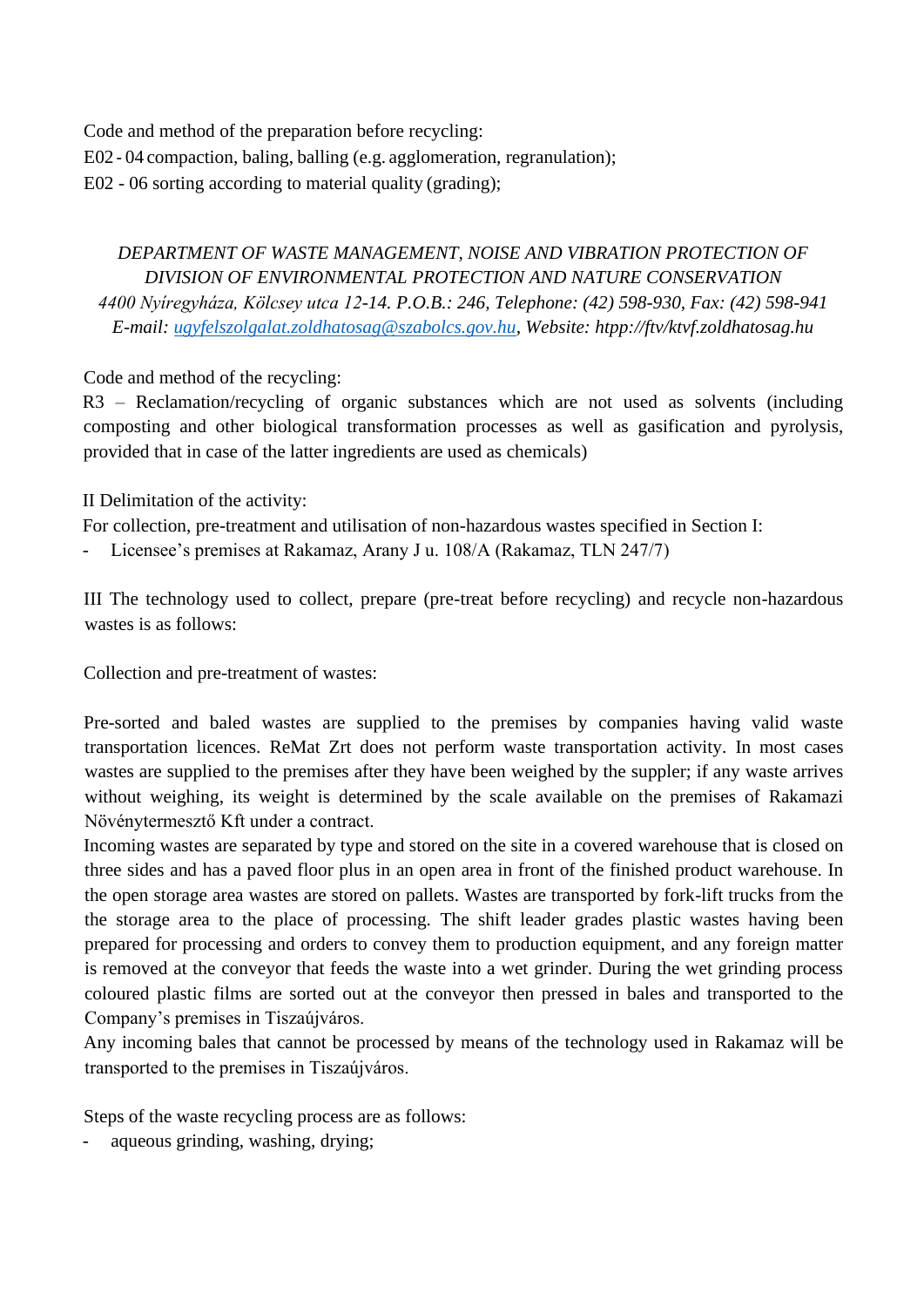Code and method of the preparation before recycling:
E02 - 04 compaction, baling, balling (e.g. agglomeration, regranulation);
E02 - 06 sorting according to material quality (grading);

*DEPARTMENT OF WASTE MANAGEMENT, NOISE AND VIBRATION PROTECTION OF DIVISION OF ENVIRONMENTAL PROTECTION AND NATURE CONSERVATION*
*4400 Nyíregyháza, Kölcsey utca 12-14. P.O.B.: 246, Telephone: (42) 598-930, Fax: (42) 598-941*
*E-mail: ugyfelszolgalat.zoldhatosag@szabolcs.gov.hu, Website: htpp://ftv/ktvf.zoldhatosag.hu*

Code and method of the recycling:
R3 – Reclamation/recycling of organic substances which are not used as solvents (including composting and other biological transformation processes as well as gasification and pyrolysis, provided that in case of the latter ingredients are used as chemicals)

II Delimitation of the activity:
For collection, pre-treatment and utilisation of non-hazardous wastes specified in Section I:

- Licensee's premises at Rakamaz, Arany J u. 108/A (Rakamaz, TLN 247/7)

III The technology used to collect, prepare (pre-treat before recycling) and recycle non-hazardous wastes is as follows:

Collection and pre-treatment of wastes:

Pre-sorted and baled wastes are supplied to the premises by companies having valid waste transportation licences. ReMat Zrt does not perform waste transportation activity. In most cases wastes are supplied to the premises after they have been weighed by the suppler; if any waste arrives without weighing, its weight is determined by the scale available on the premises of Rakamazi Növénytermesztő Kft under a contract.
Incoming wastes are separated by type and stored on the site in a covered warehouse that is closed on three sides and has a paved floor plus in an open area in front of the finished product warehouse. In the open storage area wastes are stored on pallets. Wastes are transported by fork-lift trucks from the the storage area to the place of processing. The shift leader grades plastic wastes having been prepared for processing and orders to convey them to production equipment, and any foreign matter is removed at the conveyor that feeds the waste into a wet grinder. During the wet grinding process coloured plastic films are sorted out at the conveyor then pressed in bales and transported to the Company's premises in Tiszaújváros.
Any incoming bales that cannot be processed by means of the technology used in Rakamaz will be transported to the premises in Tiszaújváros.

Steps of the waste recycling process are as follows:

- aqueous grinding, washing, drying;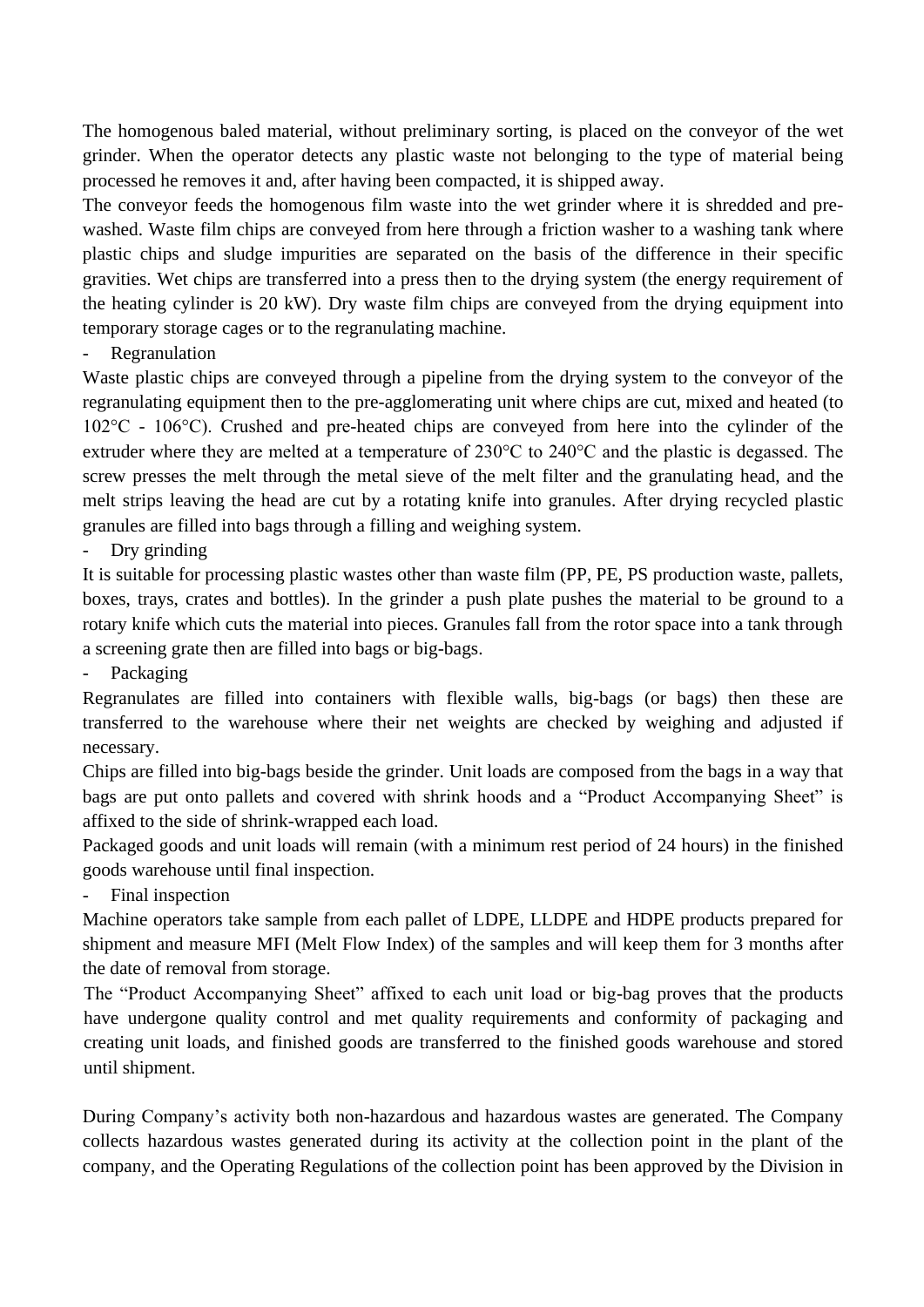The homogenous baled material, without preliminary sorting, is placed on the conveyor of the wet grinder. When the operator detects any plastic waste not belonging to the type of material being processed he removes it and, after having been compacted, it is shipped away.

The conveyor feeds the homogenous film waste into the wet grinder where it is shredded and pre-washed. Waste film chips are conveyed from here through a friction washer to a washing tank where plastic chips and sludge impurities are separated on the basis of the difference in their specific gravities. Wet chips are transferred into a press then to the drying system (the energy requirement of the heating cylinder is 20 kW). Dry waste film chips are conveyed from the drying equipment into temporary storage cages or to the regranulating machine.

- Regranulation

Waste plastic chips are conveyed through a pipeline from the drying system to the conveyor of the regranulating equipment then to the pre-agglomerating unit where chips are cut, mixed and heated (to 102°C - 106°C). Crushed and pre-heated chips are conveyed from here into the cylinder of the extruder where they are melted at a temperature of 230°C to 240°C and the plastic is degassed. The screw presses the melt through the metal sieve of the melt filter and the granulating head, and the melt strips leaving the head are cut by a rotating knife into granules. After drying recycled plastic granules are filled into bags through a filling and weighing system.

- Dry grinding

It is suitable for processing plastic wastes other than waste film (PP, PE, PS production waste, pallets, boxes, trays, crates and bottles). In the grinder a push plate pushes the material to be ground to a rotary knife which cuts the material into pieces. Granules fall from the rotor space into a tank through a screening grate then are filled into bags or big-bags.

- Packaging

Regranulates are filled into containers with flexible walls, big-bags (or bags) then these are transferred to the warehouse where their net weights are checked by weighing and adjusted if necessary.

Chips are filled into big-bags beside the grinder. Unit loads are composed from the bags in a way that bags are put onto pallets and covered with shrink hoods and a "Product Accompanying Sheet" is affixed to the side of shrink-wrapped each load.

Packaged goods and unit loads will remain (with a minimum rest period of 24 hours) in the finished goods warehouse until final inspection.

- Final inspection

Machine operators take sample from each pallet of LDPE, LLDPE and HDPE products prepared for shipment and measure MFI (Melt Flow Index) of the samples and will keep them for 3 months after the date of removal from storage.

The "Product Accompanying Sheet" affixed to each unit load or big-bag proves that the products have undergone quality control and met quality requirements and conformity of packaging and creating unit loads, and finished goods are transferred to the finished goods warehouse and stored until shipment.

During Company's activity both non-hazardous and hazardous wastes are generated. The Company collects hazardous wastes generated during its activity at the collection point in the plant of the company, and the Operating Regulations of the collection point has been approved by the Division in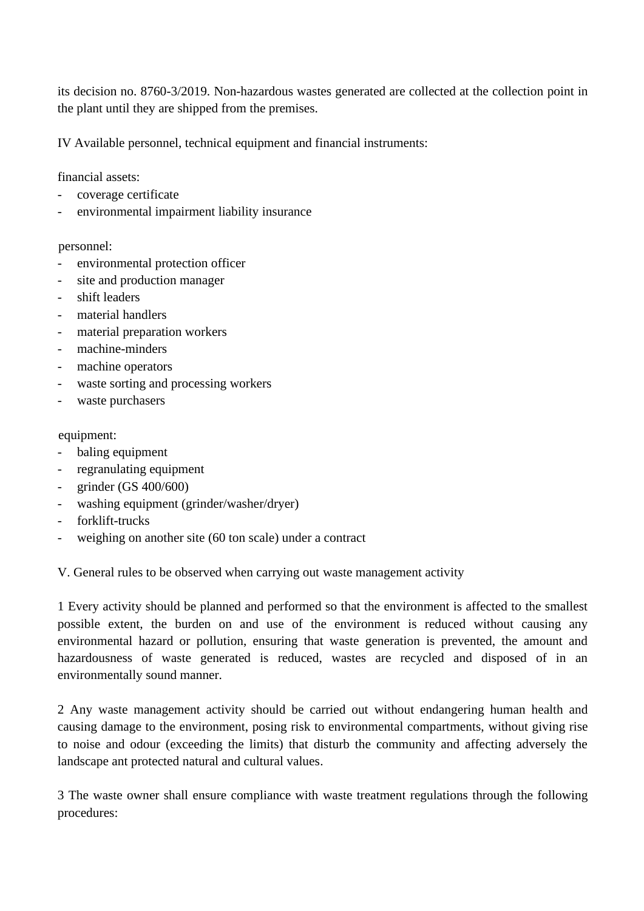its decision no. 8760-3/2019. Non-hazardous wastes generated are collected at the collection point in the plant until they are shipped from the premises.

IV Available personnel, technical equipment and financial instruments:

financial assets:

- coverage certificate
- environmental impairment liability insurance

personnel:

- environmental protection officer
- site and production manager
- shift leaders
- material handlers
- material preparation workers
- machine-minders
- machine operators
- waste sorting and processing workers
- waste purchasers

equipment:

- baling equipment
- regranulating equipment
- grinder (GS 400/600)
- washing equipment (grinder/washer/dryer)
- forklift-trucks
- weighing on another site (60 ton scale) under a contract

V. General rules to be observed when carrying out waste management activity

1 Every activity should be planned and performed so that the environment is affected to the smallest possible extent, the burden on and use of the environment is reduced without causing any environmental hazard or pollution, ensuring that waste generation is prevented, the amount and hazardousness of waste generated is reduced, wastes are recycled and disposed of in an environmentally sound manner.

2 Any waste management activity should be carried out without endangering human health and causing damage to the environment, posing risk to environmental compartments, without giving rise to noise and odour (exceeding the limits) that disturb the community and affecting adversely the landscape ant protected natural and cultural values.

3 The waste owner shall ensure compliance with waste treatment regulations through the following procedures: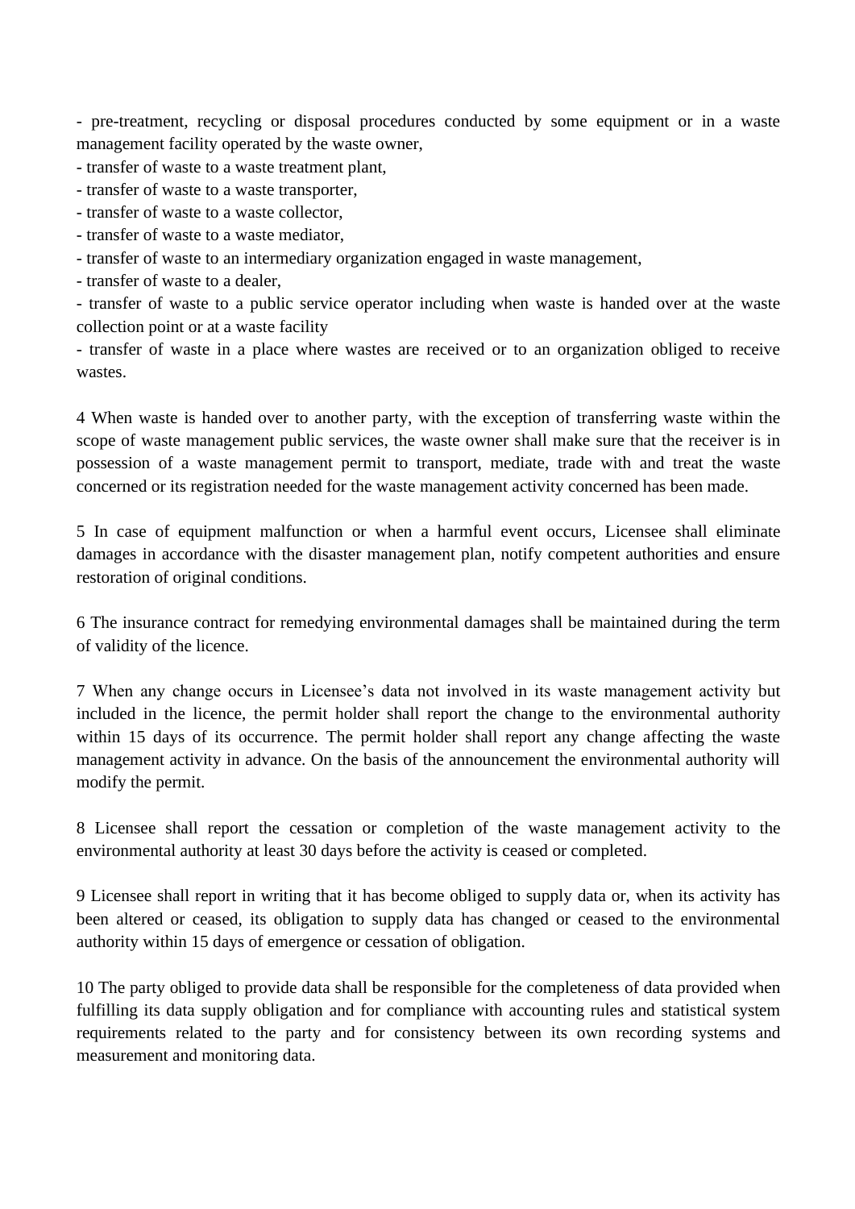- pre-treatment, recycling or disposal procedures conducted by some equipment or in a waste management facility operated by the waste owner,
- transfer of waste to a waste treatment plant,
- transfer of waste to a waste transporter,
- transfer of waste to a waste collector,
- transfer of waste to a waste mediator,
- transfer of waste to an intermediary organization engaged in waste management,
- transfer of waste to a dealer,
- transfer of waste to a public service operator including when waste is handed over at the waste collection point or at a waste facility
- transfer of waste in a place where wastes are received or to an organization obliged to receive wastes.

4 When waste is handed over to another party, with the exception of transferring waste within the scope of waste management public services, the waste owner shall make sure that the receiver is in possession of a waste management permit to transport, mediate, trade with and treat the waste concerned or its registration needed for the waste management activity concerned has been made.

5 In case of equipment malfunction or when a harmful event occurs, Licensee shall eliminate damages in accordance with the disaster management plan, notify competent authorities and ensure restoration of original conditions.

6 The insurance contract for remedying environmental damages shall be maintained during the term of validity of the licence.

7 When any change occurs in Licensee's data not involved in its waste management activity but included in the licence, the permit holder shall report the change to the environmental authority within 15 days of its occurrence. The permit holder shall report any change affecting the waste management activity in advance. On the basis of the announcement the environmental authority will modify the permit.

8 Licensee shall report the cessation or completion of the waste management activity to the environmental authority at least 30 days before the activity is ceased or completed.

9 Licensee shall report in writing that it has become obliged to supply data or, when its activity has been altered or ceased, its obligation to supply data has changed or ceased to the environmental authority within 15 days of emergence or cessation of obligation.

10 The party obliged to provide data shall be responsible for the completeness of data provided when fulfilling its data supply obligation and for compliance with accounting rules and statistical system requirements related to the party and for consistency between its own recording systems and measurement and monitoring data.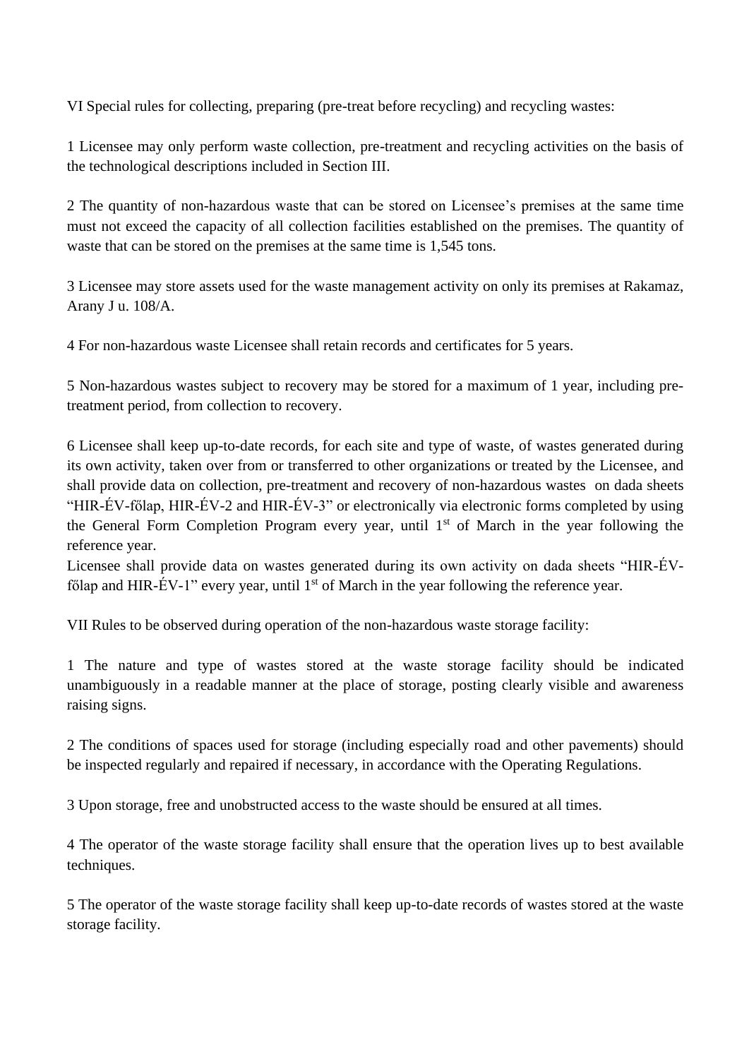VI Special rules for collecting, preparing (pre-treat before recycling) and recycling wastes:

1 Licensee may only perform waste collection, pre-treatment and recycling activities on the basis of the technological descriptions included in Section III.

2 The quantity of non-hazardous waste that can be stored on Licensee's premises at the same time must not exceed the capacity of all collection facilities established on the premises. The quantity of waste that can be stored on the premises at the same time is 1,545 tons.

3 Licensee may store assets used for the waste management activity on only its premises at Rakamaz, Arany J u. 108/A.

4 For non-hazardous waste Licensee shall retain records and certificates for 5 years.

5 Non-hazardous wastes subject to recovery may be stored for a maximum of 1 year, including pre-treatment period, from collection to recovery.

6 Licensee shall keep up-to-date records, for each site and type of waste, of wastes generated during its own activity, taken over from or transferred to other organizations or treated by the Licensee, and shall provide data on collection, pre-treatment and recovery of non-hazardous wastes on dada sheets "HIR-ÉV-főlap, HIR-ÉV-2 and HIR-ÉV-3" or electronically via electronic forms completed by using the General Form Completion Program every year, until 1st of March in the year following the reference year.
Licensee shall provide data on wastes generated during its own activity on dada sheets "HIR-ÉV-főlap and HIR-ÉV-1" every year, until 1st of March in the year following the reference year.

VII Rules to be observed during operation of the non-hazardous waste storage facility:

1 The nature and type of wastes stored at the waste storage facility should be indicated unambiguously in a readable manner at the place of storage, posting clearly visible and awareness raising signs.

2 The conditions of spaces used for storage (including especially road and other pavements) should be inspected regularly and repaired if necessary, in accordance with the Operating Regulations.

3 Upon storage, free and unobstructed access to the waste should be ensured at all times.

4 The operator of the waste storage facility shall ensure that the operation lives up to best available techniques.

5 The operator of the waste storage facility shall keep up-to-date records of wastes stored at the waste storage facility.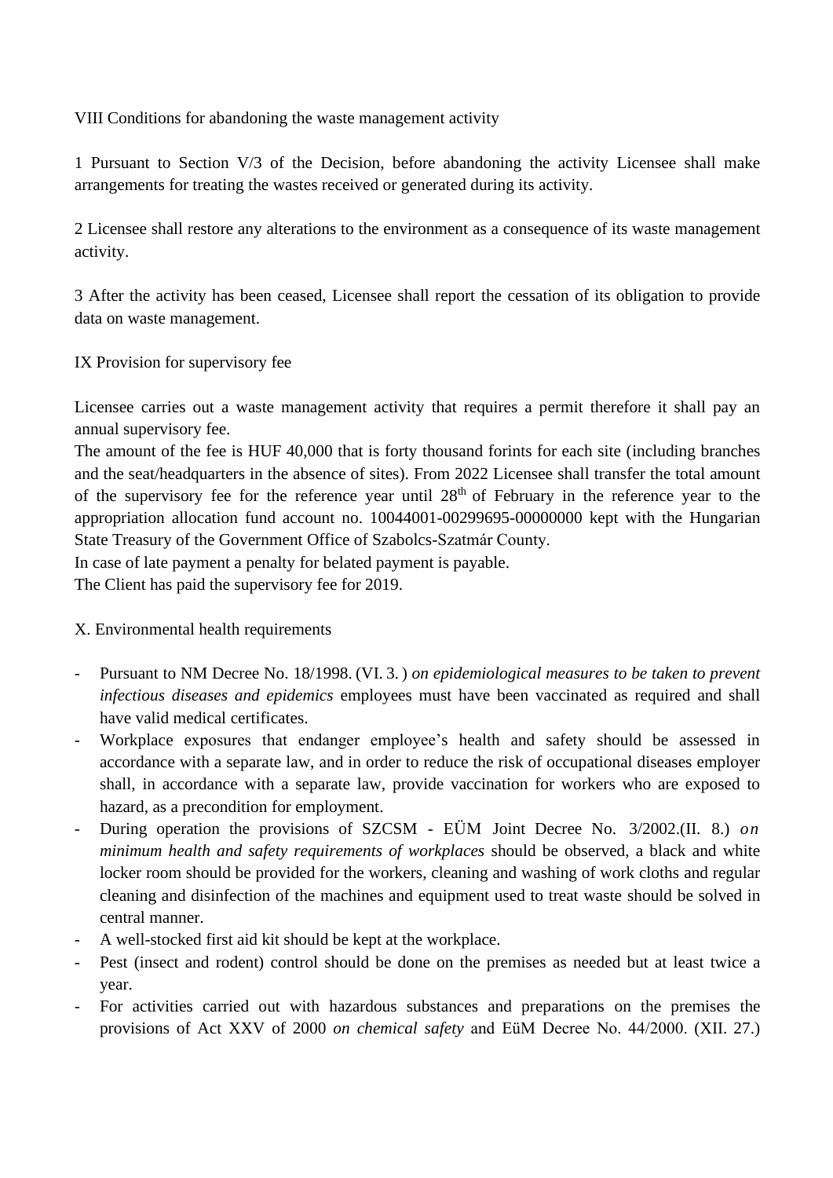VIII Conditions for abandoning the waste management activity

1 Pursuant to Section V/3 of the Decision, before abandoning the activity Licensee shall make arrangements for treating the wastes received or generated during its activity.

2 Licensee shall restore any alterations to the environment as a consequence of its waste management activity.

3 After the activity has been ceased, Licensee shall report the cessation of its obligation to provide data on waste management.

IX Provision for supervisory fee

Licensee carries out a waste management activity that requires a permit therefore it shall pay an annual supervisory fee.
The amount of the fee is HUF 40,000 that is forty thousand forints for each site (including branches and the seat/headquarters in the absence of sites). From 2022 Licensee shall transfer the total amount of the supervisory fee for the reference year until 28th of February in the reference year to the appropriation allocation fund account no. 10044001-00299695-00000000 kept with the Hungarian State Treasury of the Government Office of Szabolcs-Szatmár County.
In case of late payment a penalty for belated payment is payable.
The Client has paid the supervisory fee for 2019.

X. Environmental health requirements

- Pursuant to NM Decree No. 18/1998. (VI. 3. ) *on epidemiological measures to be taken to prevent infectious diseases and epidemics* employees must have been vaccinated as required and shall have valid medical certificates.
- Workplace exposures that endanger employee's health and safety should be assessed in accordance with a separate law, and in order to reduce the risk of occupational diseases employer shall, in accordance with a separate law, provide vaccination for workers who are exposed to hazard, as a precondition for employment.
- During operation the provisions of SZCSM - EÜM Joint Decree No. 3/2002.(II. 8.) *on minimum health and safety requirements of workplaces* should be observed, a black and white locker room should be provided for the workers, cleaning and washing of work cloths and regular cleaning and disinfection of the machines and equipment used to treat waste should be solved in central manner.
- A well-stocked first aid kit should be kept at the workplace.
- Pest (insect and rodent) control should be done on the premises as needed but at least twice a year.
- For activities carried out with hazardous substances and preparations on the premises the provisions of Act XXV of 2000 *on chemical safety* and EüM Decree No. 44/2000. (XII. 27.)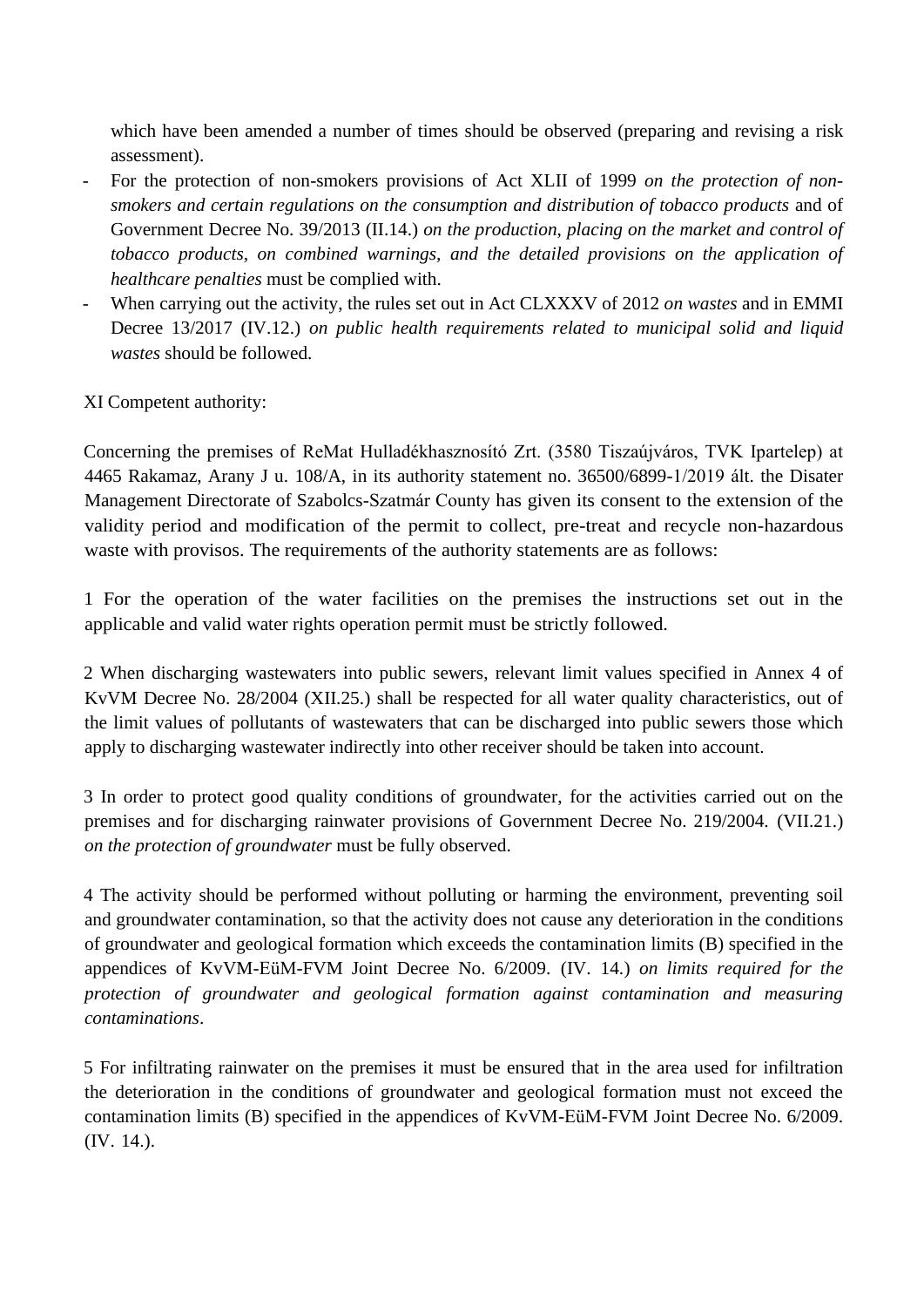which have been amended a number of times should be observed (preparing and revising a risk assessment).

- For the protection of non-smokers provisions of Act XLII of 1999 *on the protection of non-smokers and certain regulations on the consumption and distribution of tobacco products* and of Government Decree No. 39/2013 (II.14.) *on the production, placing on the market and control of tobacco products, on combined warnings, and the detailed provisions on the application of healthcare penalties* must be complied with.
- When carrying out the activity, the rules set out in Act CLXXXV of 2012 *on wastes* and in EMMI Decree 13/2017 (IV.12.) *on public health requirements related to municipal solid and liquid wastes* should be followed.

XI Competent authority:

Concerning the premises of ReMat Hulladékhasznosító Zrt. (3580 Tiszaújváros, TVK Ipartelep) at 4465 Rakamaz, Arany J u. 108/A, in its authority statement no. 36500/6899-1/2019 ált. the Disater Management Directorate of Szabolcs-Szatmár County has given its consent to the extension of the validity period and modification of the permit to collect, pre-treat and recycle non-hazardous waste with provisos. The requirements of the authority statements are as follows:

1 For the operation of the water facilities on the premises the instructions set out in the applicable and valid water rights operation permit must be strictly followed.

2 When discharging wastewaters into public sewers, relevant limit values specified in Annex 4 of KvVM Decree No. 28/2004 (XII.25.) shall be respected for all water quality characteristics, out of the limit values of pollutants of wastewaters that can be discharged into public sewers those which apply to discharging wastewater indirectly into other receiver should be taken into account.

3 In order to protect good quality conditions of groundwater, for the activities carried out on the premises and for discharging rainwater provisions of Government Decree No. 219/2004. (VII.21.) *on the protection of groundwater* must be fully observed.

4 The activity should be performed without polluting or harming the environment, preventing soil and groundwater contamination, so that the activity does not cause any deterioration in the conditions of groundwater and geological formation which exceeds the contamination limits (B) specified in the appendices of KvVM-EüM-FVM Joint Decree No. 6/2009. (IV. 14.) *on limits required for the protection of groundwater and geological formation against contamination and measuring contaminations*.

5 For infiltrating rainwater on the premises it must be ensured that in the area used for infiltration the deterioration in the conditions of groundwater and geological formation must not exceed the contamination limits (B) specified in the appendices of KvVM-EüM-FVM Joint Decree No. 6/2009. (IV. 14.).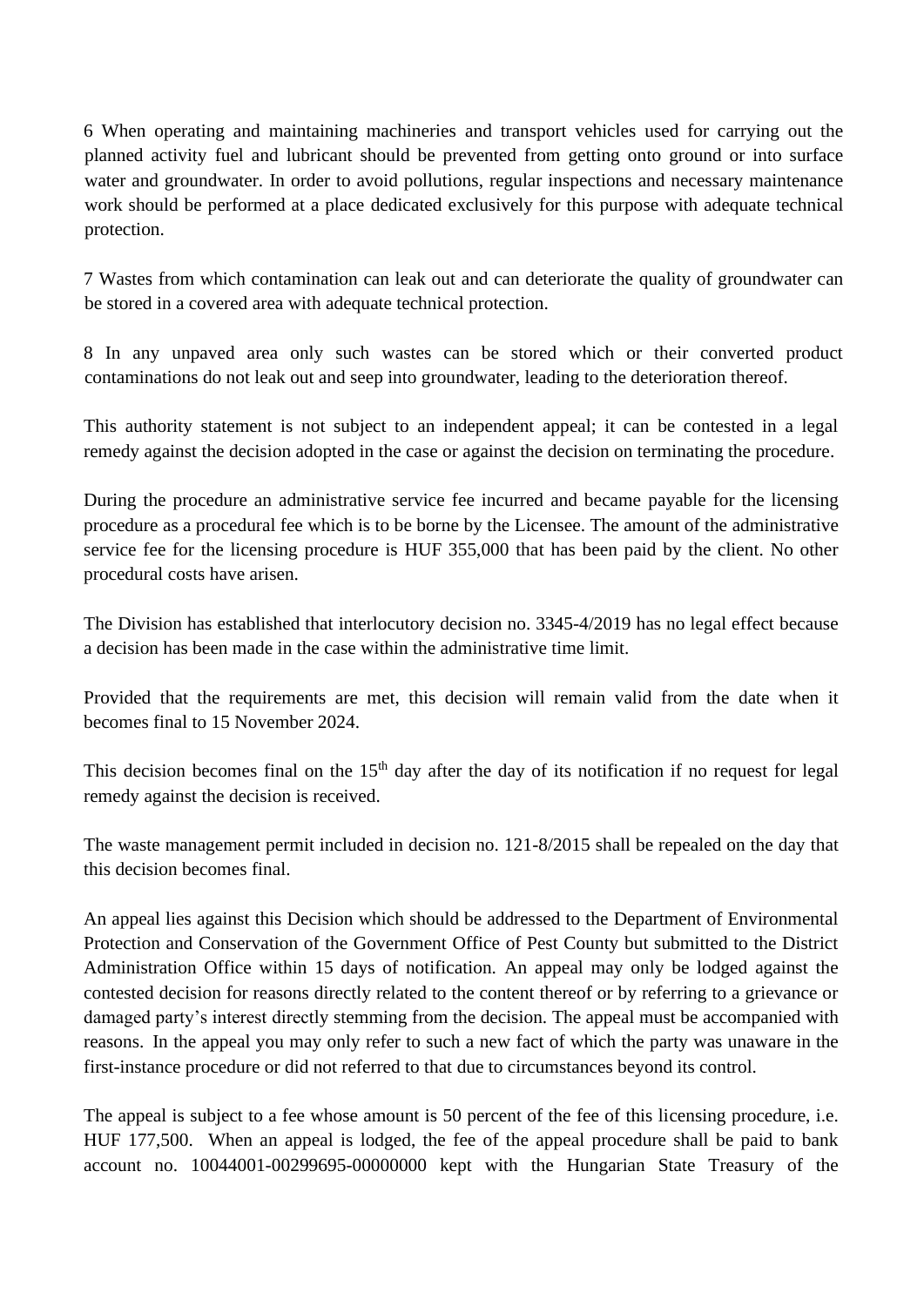6 When operating and maintaining machineries and transport vehicles used for carrying out the planned activity fuel and lubricant should be prevented from getting onto ground or into surface water and groundwater. In order to avoid pollutions, regular inspections and necessary maintenance work should be performed at a place dedicated exclusively for this purpose with adequate technical protection.

7 Wastes from which contamination can leak out and can deteriorate the quality of groundwater can be stored in a covered area with adequate technical protection.

8 In any unpaved area only such wastes can be stored which or their converted product contaminations do not leak out and seep into groundwater, leading to the deterioration thereof.

This authority statement is not subject to an independent appeal; it can be contested in a legal remedy against the decision adopted in the case or against the decision on terminating the procedure.

During the procedure an administrative service fee incurred and became payable for the licensing procedure as a procedural fee which is to be borne by the Licensee. The amount of the administrative service fee for the licensing procedure is HUF 355,000 that has been paid by the client. No other procedural costs have arisen.

The Division has established that interlocutory decision no. 3345-4/2019 has no legal effect because a decision has been made in the case within the administrative time limit.

Provided that the requirements are met, this decision will remain valid from the date when it becomes final to 15 November 2024.

This decision becomes final on the 15th day after the day of its notification if no request for legal remedy against the decision is received.

The waste management permit included in decision no. 121-8/2015 shall be repealed on the day that this decision becomes final.

An appeal lies against this Decision which should be addressed to the Department of Environmental Protection and Conservation of the Government Office of Pest County but submitted to the District Administration Office within 15 days of notification. An appeal may only be lodged against the contested decision for reasons directly related to the content thereof or by referring to a grievance or damaged party's interest directly stemming from the decision. The appeal must be accompanied with reasons. In the appeal you may only refer to such a new fact of which the party was unaware in the first-instance procedure or did not referred to that due to circumstances beyond its control.

The appeal is subject to a fee whose amount is 50 percent of the fee of this licensing procedure, i.e. HUF 177,500. When an appeal is lodged, the fee of the appeal procedure shall be paid to bank account no. 10044001-00299695-00000000 kept with the Hungarian State Treasury of the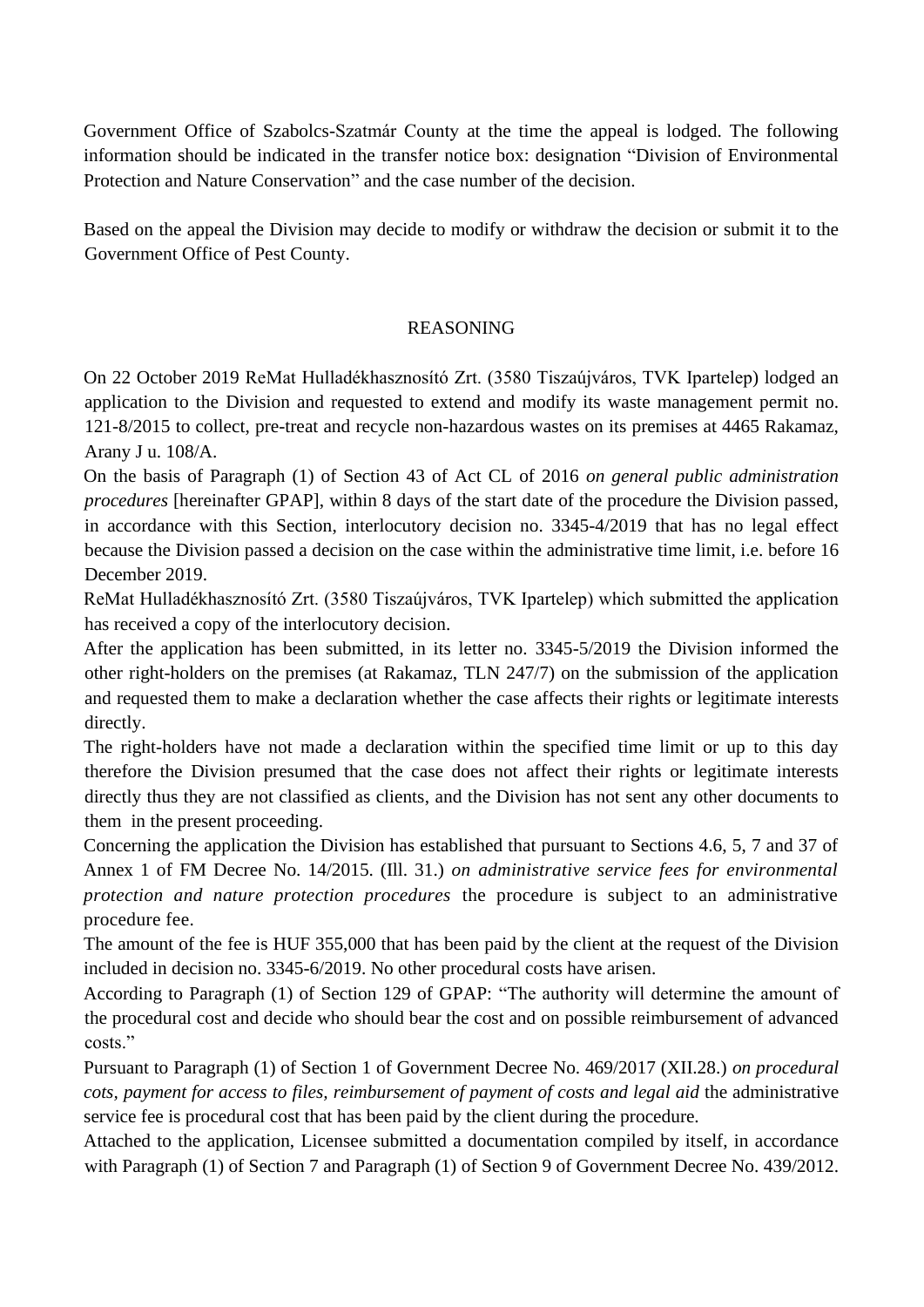Government Office of Szabolcs-Szatmár County at the time the appeal is lodged. The following information should be indicated in the transfer notice box: designation "Division of Environmental Protection and Nature Conservation" and the case number of the decision.

Based on the appeal the Division may decide to modify or withdraw the decision or submit it to the Government Office of Pest County.

## REASONING

On 22 October 2019 ReMat Hulladékhasznosító Zrt. (3580 Tiszaújváros, TVK Ipartelep) lodged an application to the Division and requested to extend and modify its waste management permit no. 121-8/2015 to collect, pre-treat and recycle non-hazardous wastes on its premises at 4465 Rakamaz, Arany J u. 108/A.

On the basis of Paragraph (1) of Section 43 of Act CL of 2016 *on general public administration procedures* [hereinafter GPAP], within 8 days of the start date of the procedure the Division passed, in accordance with this Section, interlocutory decision no. 3345-4/2019 that has no legal effect because the Division passed a decision on the case within the administrative time limit, i.e. before 16 December 2019.

ReMat Hulladékhasznosító Zrt. (3580 Tiszaújváros, TVK Ipartelep) which submitted the application has received a copy of the interlocutory decision.

After the application has been submitted, in its letter no. 3345-5/2019 the Division informed the other right-holders on the premises (at Rakamaz, TLN 247/7) on the submission of the application and requested them to make a declaration whether the case affects their rights or legitimate interests directly.

The right-holders have not made a declaration within the specified time limit or up to this day therefore the Division presumed that the case does not affect their rights or legitimate interests directly thus they are not classified as clients, and the Division has not sent any other documents to them in the present proceeding.

Concerning the application the Division has established that pursuant to Sections 4.6, 5, 7 and 37 of Annex 1 of FM Decree No. 14/2015. (Ill. 31.) *on administrative service fees for environmental protection and nature protection procedures* the procedure is subject to an administrative procedure fee.

The amount of the fee is HUF 355,000 that has been paid by the client at the request of the Division included in decision no. 3345-6/2019. No other procedural costs have arisen.

According to Paragraph (1) of Section 129 of GPAP: "The authority will determine the amount of the procedural cost and decide who should bear the cost and on possible reimbursement of advanced costs."

Pursuant to Paragraph (1) of Section 1 of Government Decree No. 469/2017 (XII.28.) *on procedural cots, payment for access to files, reimbursement of payment of costs and legal aid* the administrative service fee is procedural cost that has been paid by the client during the procedure.

Attached to the application, Licensee submitted a documentation compiled by itself, in accordance with Paragraph (1) of Section 7 and Paragraph (1) of Section 9 of Government Decree No. 439/2012.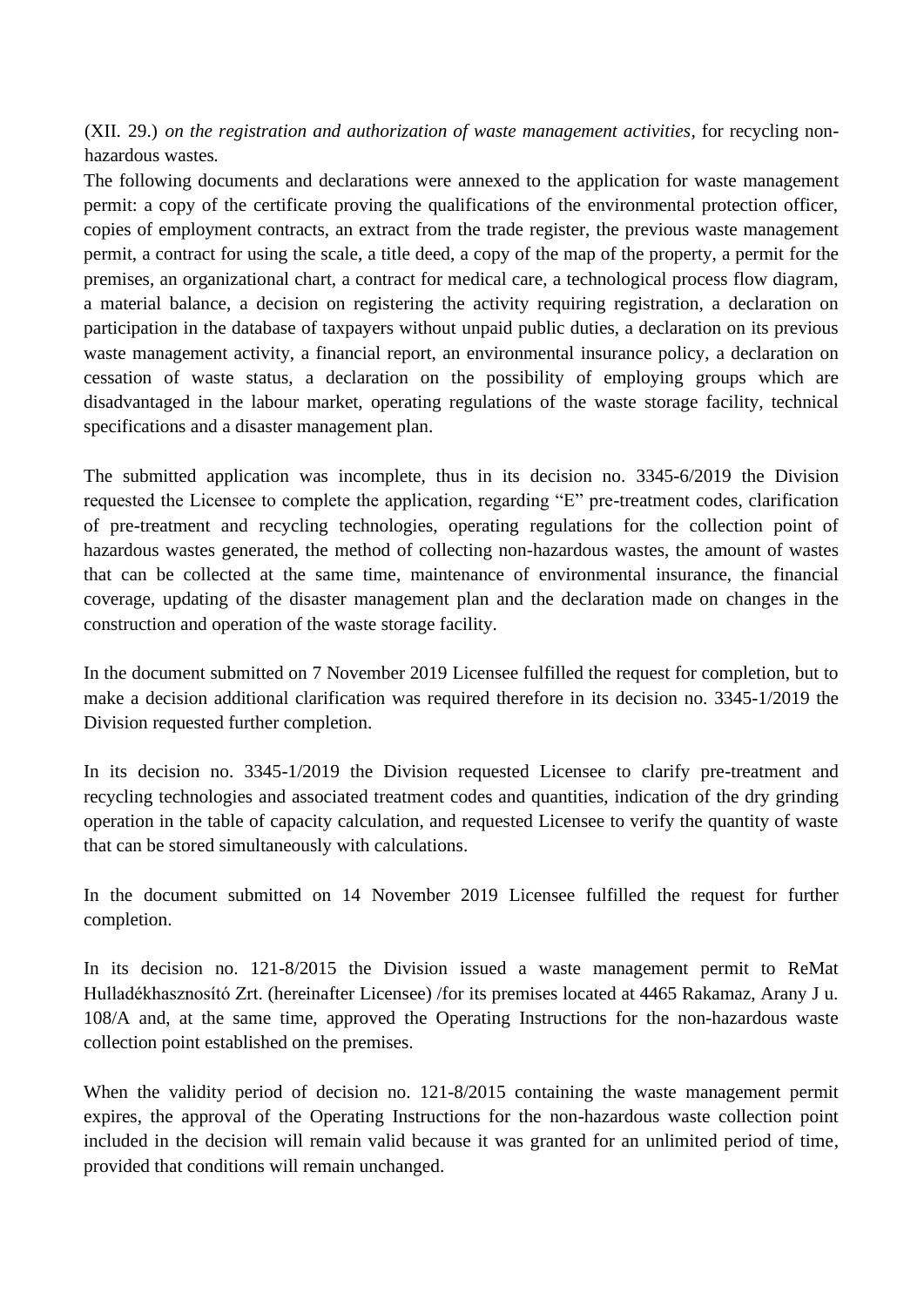(XII. 29.) *on the registration and authorization of waste management activities*, for recycling non-hazardous wastes.

The following documents and declarations were annexed to the application for waste management permit: a copy of the certificate proving the qualifications of the environmental protection officer, copies of employment contracts, an extract from the trade register, the previous waste management permit, a contract for using the scale, a title deed, a copy of the map of the property, a permit for the premises, an organizational chart, a contract for medical care, a technological process flow diagram, a material balance, a decision on registering the activity requiring registration, a declaration on participation in the database of taxpayers without unpaid public duties, a declaration on its previous waste management activity, a financial report, an environmental insurance policy, a declaration on cessation of waste status, a declaration on the possibility of employing groups which are disadvantaged in the labour market, operating regulations of the waste storage facility, technical specifications and a disaster management plan.

The submitted application was incomplete, thus in its decision no. 3345-6/2019 the Division requested the Licensee to complete the application, regarding "E" pre-treatment codes, clarification of pre-treatment and recycling technologies, operating regulations for the collection point of hazardous wastes generated, the method of collecting non-hazardous wastes, the amount of wastes that can be collected at the same time, maintenance of environmental insurance, the financial coverage, updating of the disaster management plan and the declaration made on changes in the construction and operation of the waste storage facility.

In the document submitted on 7 November 2019 Licensee fulfilled the request for completion, but to make a decision additional clarification was required therefore in its decision no. 3345-1/2019 the Division requested further completion.

In its decision no. 3345-1/2019 the Division requested Licensee to clarify pre-treatment and recycling technologies and associated treatment codes and quantities, indication of the dry grinding operation in the table of capacity calculation, and requested Licensee to verify the quantity of waste that can be stored simultaneously with calculations.

In the document submitted on 14 November 2019 Licensee fulfilled the request for further completion.

In its decision no. 121-8/2015 the Division issued a waste management permit to ReMat Hulladékhasznosító Zrt. (hereinafter Licensee) /for its premises located at 4465 Rakamaz, Arany J u. 108/A and, at the same time, approved the Operating Instructions for the non-hazardous waste collection point established on the premises.

When the validity period of decision no. 121-8/2015 containing the waste management permit expires, the approval of the Operating Instructions for the non-hazardous waste collection point included in the decision will remain valid because it was granted for an unlimited period of time, provided that conditions will remain unchanged.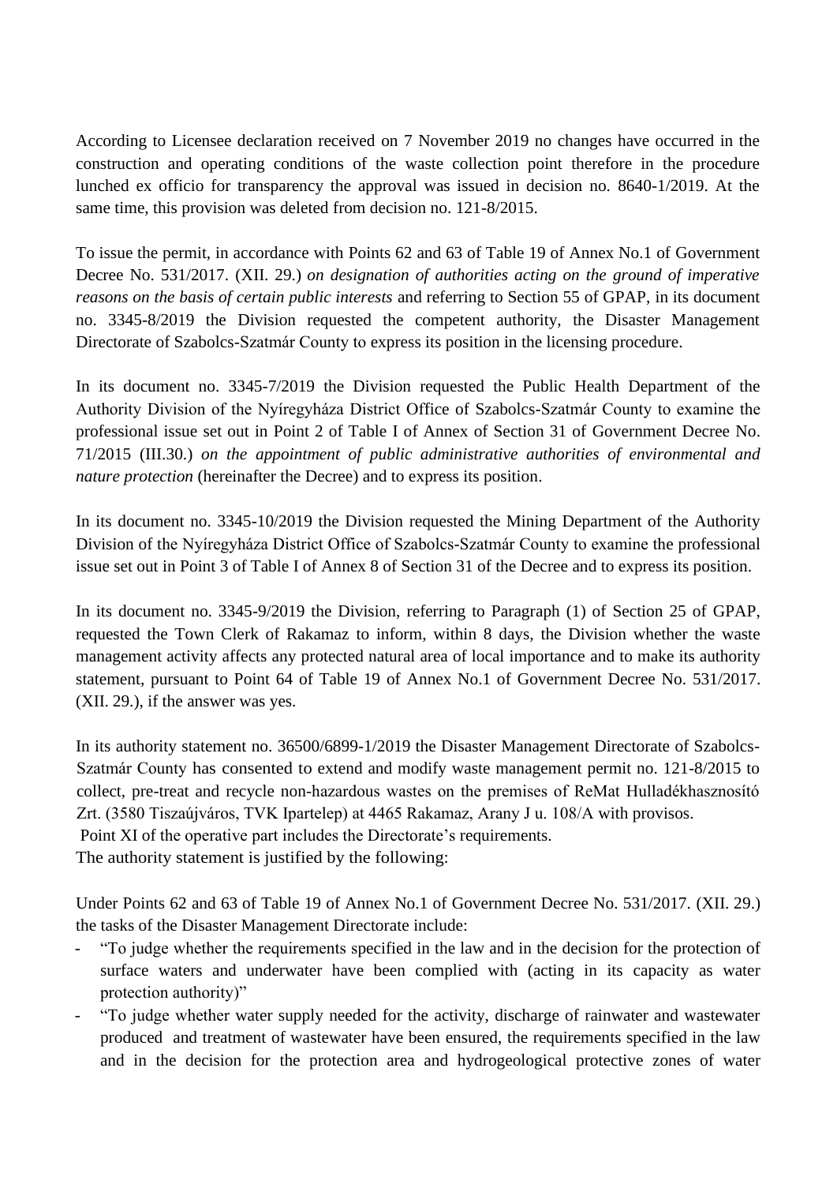According to Licensee declaration received on 7 November 2019 no changes have occurred in the construction and operating conditions of the waste collection point therefore in the procedure lunched ex officio for transparency the approval was issued in decision no. 8640-1/2019. At the same time, this provision was deleted from decision no. 121-8/2015.

To issue the permit, in accordance with Points 62 and 63 of Table 19 of Annex No.1 of Government Decree No. 531/2017. (XII. 29.) *on designation of authorities acting on the ground of imperative reasons on the basis of certain public interests* and referring to Section 55 of GPAP, in its document no. 3345-8/2019 the Division requested the competent authority, the Disaster Management Directorate of Szabolcs-Szatmár County to express its position in the licensing procedure.

In its document no. 3345-7/2019 the Division requested the Public Health Department of the Authority Division of the Nyíregyháza District Office of Szabolcs-Szatmár County to examine the professional issue set out in Point 2 of Table I of Annex of Section 31 of Government Decree No. 71/2015 (III.30.) *on the appointment of public administrative authorities of environmental and nature protection* (hereinafter the Decree) and to express its position.

In its document no. 3345-10/2019 the Division requested the Mining Department of the Authority Division of the Nyíregyháza District Office of Szabolcs-Szatmár County to examine the professional issue set out in Point 3 of Table I of Annex 8 of Section 31 of the Decree and to express its position.

In its document no. 3345-9/2019 the Division, referring to Paragraph (1) of Section 25 of GPAP, requested the Town Clerk of Rakamaz to inform, within 8 days, the Division whether the waste management activity affects any protected natural area of local importance and to make its authority statement, pursuant to Point 64 of Table 19 of Annex No.1 of Government Decree No. 531/2017. (XII. 29.), if the answer was yes.

In its authority statement no. 36500/6899-1/2019 the Disaster Management Directorate of Szabolcs-Szatmár County has consented to extend and modify waste management permit no. 121-8/2015 to collect, pre-treat and recycle non-hazardous wastes on the premises of ReMat Hulladékhasznosító Zrt. (3580 Tiszaújváros, TVK Ipartelep) at 4465 Rakamaz, Arany J u. 108/A with provisos.
Point XI of the operative part includes the Directorate's requirements.
The authority statement is justified by the following:

Under Points 62 and 63 of Table 19 of Annex No.1 of Government Decree No. 531/2017. (XII. 29.) the tasks of the Disaster Management Directorate include:

- "To judge whether the requirements specified in the law and in the decision for the protection of surface waters and underwater have been complied with (acting in its capacity as water protection authority)"
- "To judge whether water supply needed for the activity, discharge of rainwater and wastewater produced and treatment of wastewater have been ensured, the requirements specified in the law and in the decision for the protection area and hydrogeological protective zones of water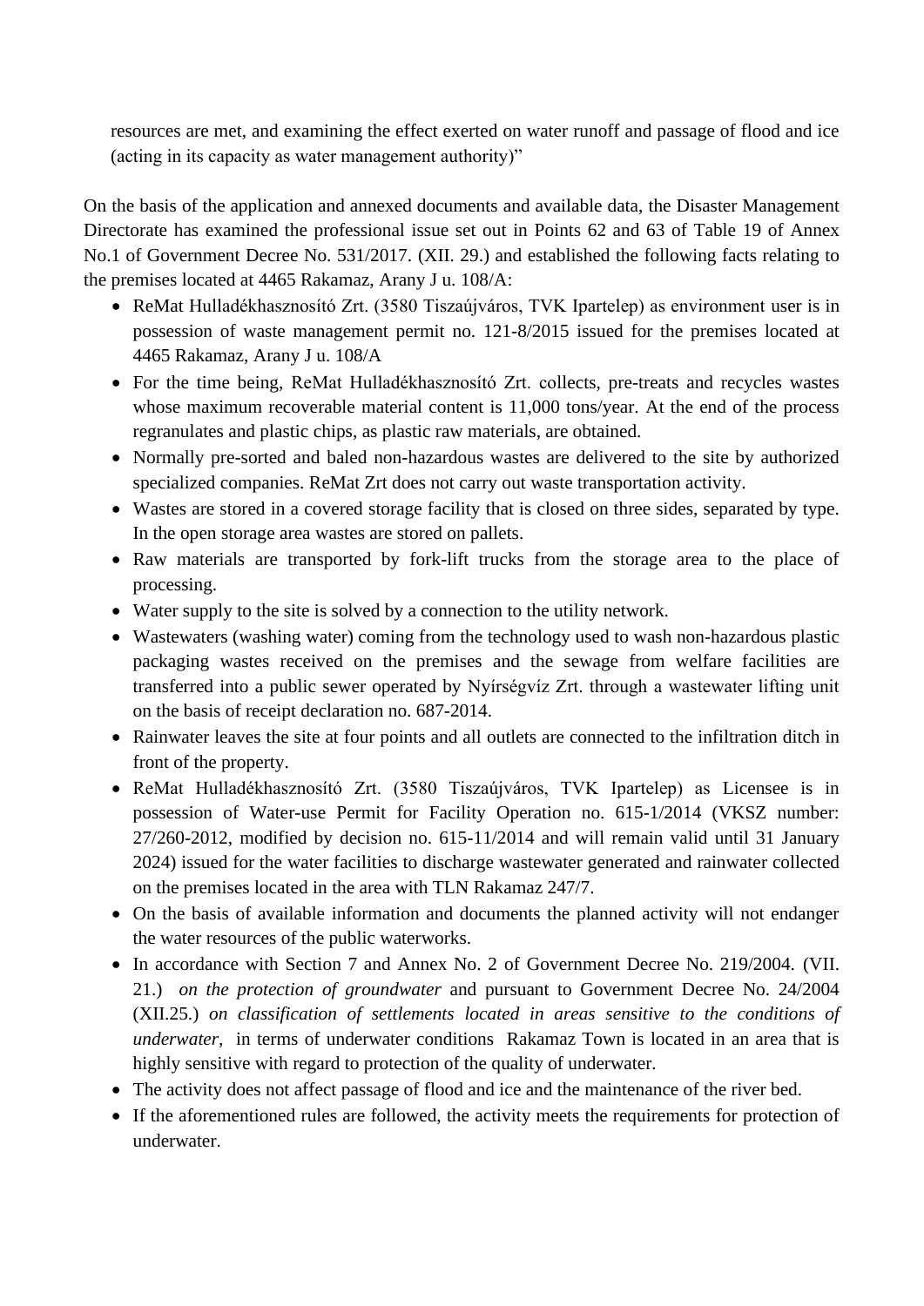resources are met, and examining the effect exerted on water runoff and passage of flood and ice (acting in its capacity as water management authority)"

On the basis of the application and annexed documents and available data, the Disaster Management Directorate has examined the professional issue set out in Points 62 and 63 of Table 19 of Annex No.1 of Government Decree No. 531/2017. (XII. 29.) and established the following facts relating to the premises located at 4465 Rakamaz, Arany J u. 108/A:

- ReMat Hulladékhasznosító Zrt. (3580 Tiszaújváros, TVK Ipartelep) as environment user is in possession of waste management permit no. 121-8/2015 issued for the premises located at 4465 Rakamaz, Arany J u. 108/A
- For the time being, ReMat Hulladékhasznosító Zrt. collects, pre-treats and recycles wastes whose maximum recoverable material content is 11,000 tons/year. At the end of the process regranulates and plastic chips, as plastic raw materials, are obtained.
- Normally pre-sorted and baled non-hazardous wastes are delivered to the site by authorized specialized companies. ReMat Zrt does not carry out waste transportation activity.
- Wastes are stored in a covered storage facility that is closed on three sides, separated by type. In the open storage area wastes are stored on pallets.
- Raw materials are transported by fork-lift trucks from the storage area to the place of processing.
- Water supply to the site is solved by a connection to the utility network.
- Wastewaters (washing water) coming from the technology used to wash non-hazardous plastic packaging wastes received on the premises and the sewage from welfare facilities are transferred into a public sewer operated by Nyírségvíz Zrt. through a wastewater lifting unit on the basis of receipt declaration no. 687-2014.
- Rainwater leaves the site at four points and all outlets are connected to the infiltration ditch in front of the property.
- ReMat Hulladékhasznosító Zrt. (3580 Tiszaújváros, TVK Ipartelep) as Licensee is in possession of Water-use Permit for Facility Operation no. 615-1/2014 (VKSZ number: 27/260-2012, modified by decision no. 615-11/2014 and will remain valid until 31 January 2024) issued for the water facilities to discharge wastewater generated and rainwater collected on the premises located in the area with TLN Rakamaz 247/7.
- On the basis of available information and documents the planned activity will not endanger the water resources of the public waterworks.
- In accordance with Section 7 and Annex No. 2 of Government Decree No. 219/2004. (VII. 21.) *on the protection of groundwater* and pursuant to Government Decree No. 24/2004 (XII.25.) *on classification of settlements located in areas sensitive to the conditions of underwater,* in terms of underwater conditions Rakamaz Town is located in an area that is highly sensitive with regard to protection of the quality of underwater.
- The activity does not affect passage of flood and ice and the maintenance of the river bed.
- If the aforementioned rules are followed, the activity meets the requirements for protection of underwater.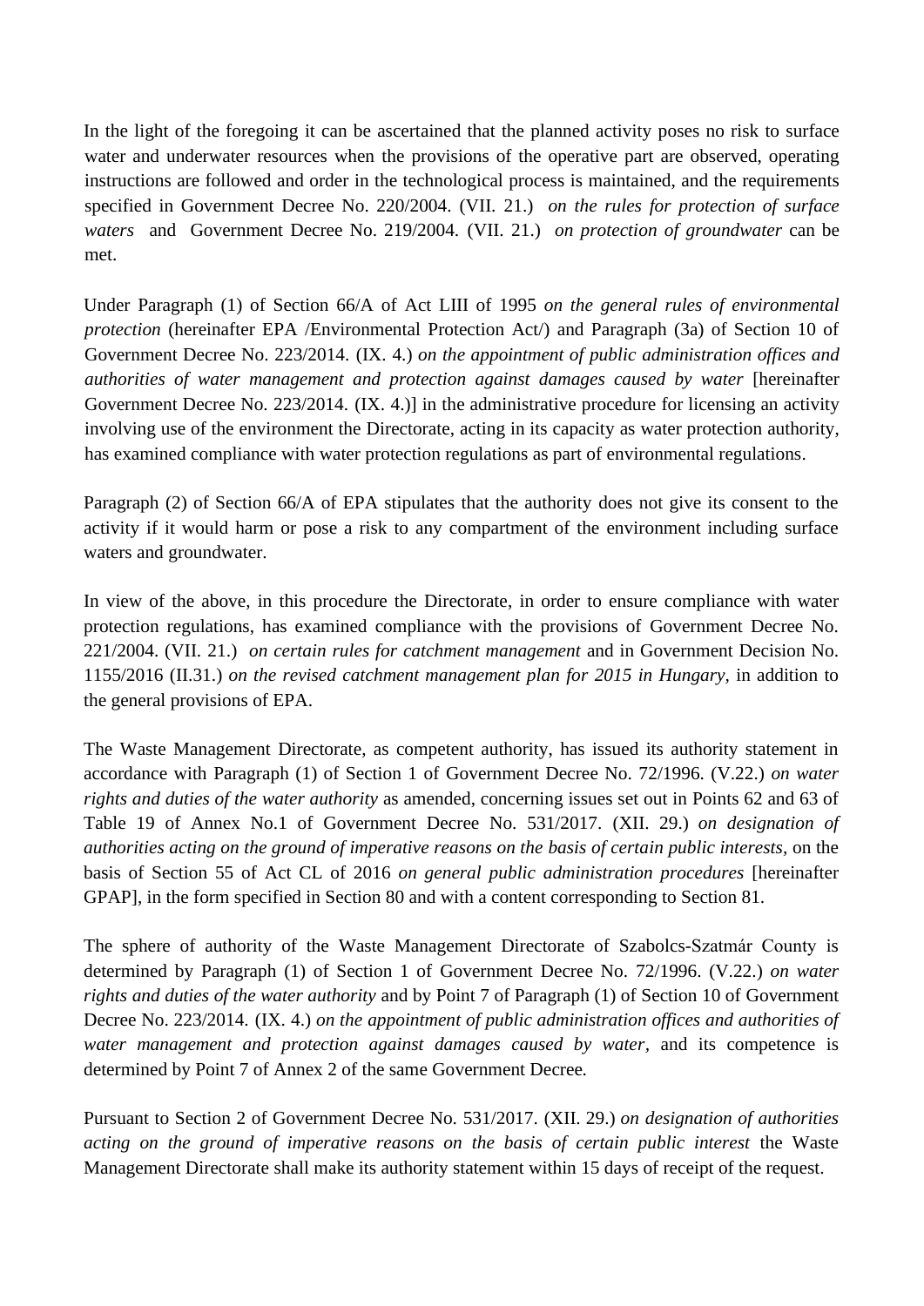In the light of the foregoing it can be ascertained that the planned activity poses no risk to surface water and underwater resources when the provisions of the operative part are observed, operating instructions are followed and order in the technological process is maintained, and the requirements specified in Government Decree No. 220/2004. (VII. 21.) *on the rules for protection of surface waters* and Government Decree No. 219/2004. (VII. 21.) *on protection of groundwater* can be met.

Under Paragraph (1) of Section 66/A of Act LIII of 1995 *on the general rules of environmental protection* (hereinafter EPA /Environmental Protection Act/) and Paragraph (3a) of Section 10 of Government Decree No. 223/2014. (IX. 4.) *on the appointment of public administration offices and authorities of water management and protection against damages caused by water* [hereinafter Government Decree No. 223/2014. (IX. 4.)] in the administrative procedure for licensing an activity involving use of the environment the Directorate, acting in its capacity as water protection authority, has examined compliance with water protection regulations as part of environmental regulations.

Paragraph (2) of Section 66/A of EPA stipulates that the authority does not give its consent to the activity if it would harm or pose a risk to any compartment of the environment including surface waters and groundwater.

In view of the above, in this procedure the Directorate, in order to ensure compliance with water protection regulations, has examined compliance with the provisions of Government Decree No. 221/2004. (VII. 21.) *on certain rules for catchment management* and in Government Decision No. 1155/2016 (II.31.) *on the revised catchment management plan for 2015 in Hungary*, in addition to the general provisions of EPA.

The Waste Management Directorate, as competent authority, has issued its authority statement in accordance with Paragraph (1) of Section 1 of Government Decree No. 72/1996. (V.22.) *on water rights and duties of the water authority* as amended, concerning issues set out in Points 62 and 63 of Table 19 of Annex No.1 of Government Decree No. 531/2017. (XII. 29.) *on designation of authorities acting on the ground of imperative reasons on the basis of certain public interests*, on the basis of Section 55 of Act CL of 2016 *on general public administration procedures* [hereinafter GPAP], in the form specified in Section 80 and with a content corresponding to Section 81.

The sphere of authority of the Waste Management Directorate of Szabolcs-Szatmár County is determined by Paragraph (1) of Section 1 of Government Decree No. 72/1996. (V.22.) *on water rights and duties of the water authority* and by Point 7 of Paragraph (1) of Section 10 of Government Decree No. 223/2014. (IX. 4.) *on the appointment of public administration offices and authorities of water management and protection against damages caused by water*, and its competence is determined by Point 7 of Annex 2 of the same Government Decree.

Pursuant to Section 2 of Government Decree No. 531/2017. (XII. 29.) *on designation of authorities acting on the ground of imperative reasons on the basis of certain public interest* the Waste Management Directorate shall make its authority statement within 15 days of receipt of the request.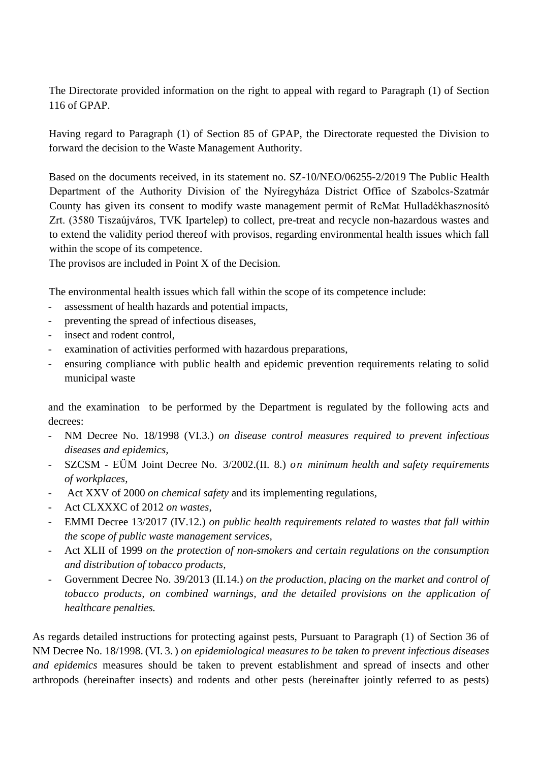The Directorate provided information on the right to appeal with regard to Paragraph (1) of Section 116 of GPAP.

Having regard to Paragraph (1) of Section 85 of GPAP, the Directorate requested the Division to forward the decision to the Waste Management Authority.

Based on the documents received, in its statement no. SZ-10/NEO/06255-2/2019 The Public Health Department of the Authority Division of the Nyíregyháza District Office of Szabolcs-Szatmár County has given its consent to modify waste management permit of ReMat Hulladékhasznosító Zrt. (3580 Tiszaújváros, TVK Ipartelep) to collect, pre-treat and recycle non-hazardous wastes and to extend the validity period thereof with provisos, regarding environmental health issues which fall within the scope of its competence.
The provisos are included in Point X of the Decision.

The environmental health issues which fall within the scope of its competence include:
- assessment of health hazards and potential impacts,
- preventing the spread of infectious diseases,
- insect and rodent control,
- examination of activities performed with hazardous preparations,
- ensuring compliance with public health and epidemic prevention requirements relating to solid municipal waste

and the examination to be performed by the Department is regulated by the following acts and decrees:
- NM Decree No. 18/1998 (VI.3.) *on disease control measures required to prevent infectious diseases and epidemics,*
- SZCSM - EÜM Joint Decree No. 3/2002.(II. 8.) *on minimum health and safety requirements of workplaces,*
- Act XXV of 2000 *on chemical safety* and its implementing regulations,
- Act CLXXXC of 2012 *on wastes*,
- EMMI Decree 13/2017 (IV.12.) *on public health requirements related to wastes that fall within the scope of public waste management services*,
- Act XLII of 1999 *on the protection of non-smokers and certain regulations on the consumption and distribution of tobacco products,*
- Government Decree No. 39/2013 (II.14.) *on the production, placing on the market and control of tobacco products, on combined warnings, and the detailed provisions on the application of healthcare penalties.*

As regards detailed instructions for protecting against pests, Pursuant to Paragraph (1) of Section 36 of NM Decree No. 18/1998. (VI. 3. ) *on epidemiological measures to be taken to prevent infectious diseases and epidemics* measures should be taken to prevent establishment and spread of insects and other arthropods (hereinafter insects) and rodents and other pests (hereinafter jointly referred to as pests)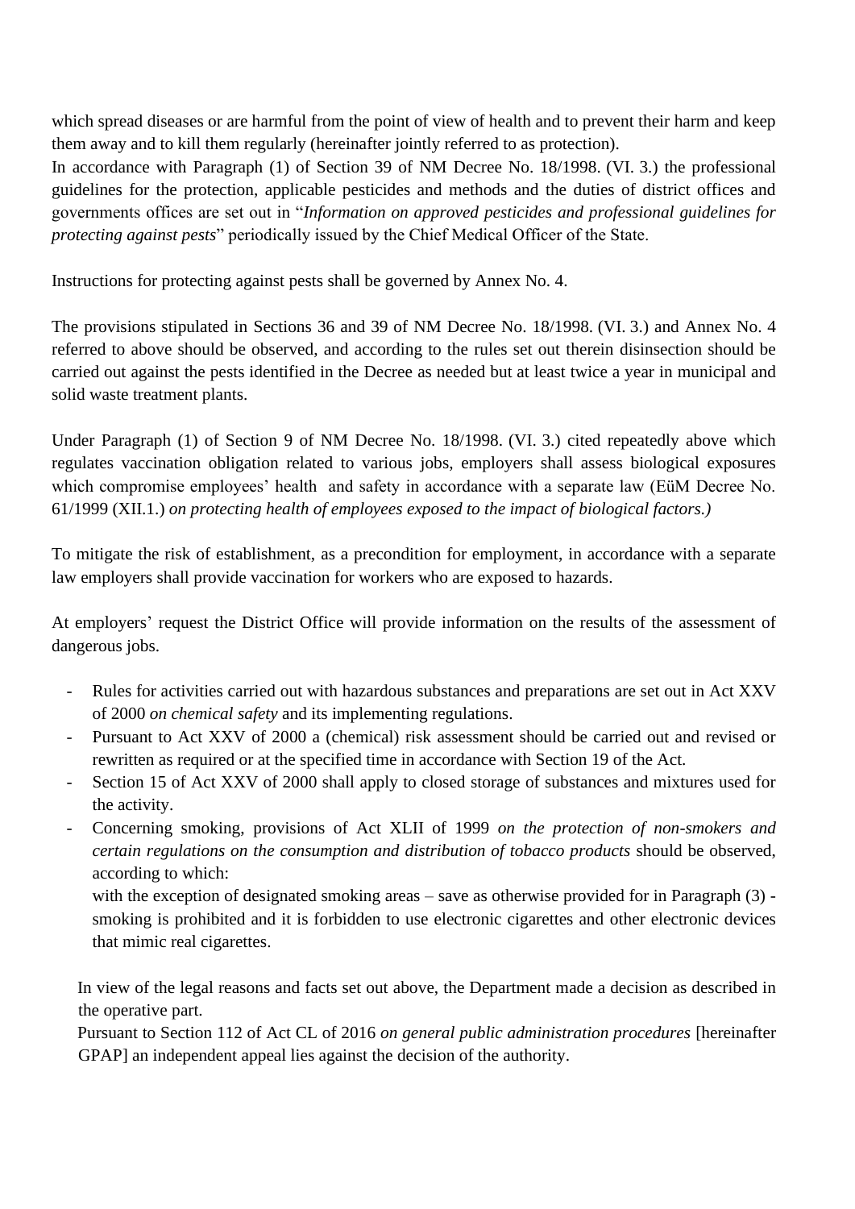which spread diseases or are harmful from the point of view of health and to prevent their harm and keep them away and to kill them regularly (hereinafter jointly referred to as protection).
In accordance with Paragraph (1) of Section 39 of NM Decree No. 18/1998. (VI. 3.) the professional guidelines for the protection, applicable pesticides and methods and the duties of district offices and governments offices are set out in "*Information on approved pesticides and professional guidelines for protecting against pests*" periodically issued by the Chief Medical Officer of the State.

Instructions for protecting against pests shall be governed by Annex No. 4.

The provisions stipulated in Sections 36 and 39 of NM Decree No. 18/1998. (VI. 3.) and Annex No. 4 referred to above should be observed, and according to the rules set out therein disinsection should be carried out against the pests identified in the Decree as needed but at least twice a year in municipal and solid waste treatment plants.

Under Paragraph (1) of Section 9 of NM Decree No. 18/1998. (VI. 3.) cited repeatedly above which regulates vaccination obligation related to various jobs, employers shall assess biological exposures which compromise employees' health and safety in accordance with a separate law (EüM Decree No. 61/1999 (XII.1.) *on protecting health of employees exposed to the impact of biological factors.)*

To mitigate the risk of establishment, as a precondition for employment, in accordance with a separate law employers shall provide vaccination for workers who are exposed to hazards.

At employers' request the District Office will provide information on the results of the assessment of dangerous jobs.

- Rules for activities carried out with hazardous substances and preparations are set out in Act XXV of 2000 *on chemical safety* and its implementing regulations.
- Pursuant to Act XXV of 2000 a (chemical) risk assessment should be carried out and revised or rewritten as required or at the specified time in accordance with Section 19 of the Act.
- Section 15 of Act XXV of 2000 shall apply to closed storage of substances and mixtures used for the activity.
- Concerning smoking, provisions of Act XLII of 1999 *on the protection of non-smokers and certain regulations on the consumption and distribution of tobacco products* should be observed, according to which:
  with the exception of designated smoking areas – save as otherwise provided for in Paragraph (3) - smoking is prohibited and it is forbidden to use electronic cigarettes and other electronic devices that mimic real cigarettes.

In view of the legal reasons and facts set out above, the Department made a decision as described in the operative part.
Pursuant to Section 112 of Act CL of 2016 *on general public administration procedures* [hereinafter GPAP] an independent appeal lies against the decision of the authority.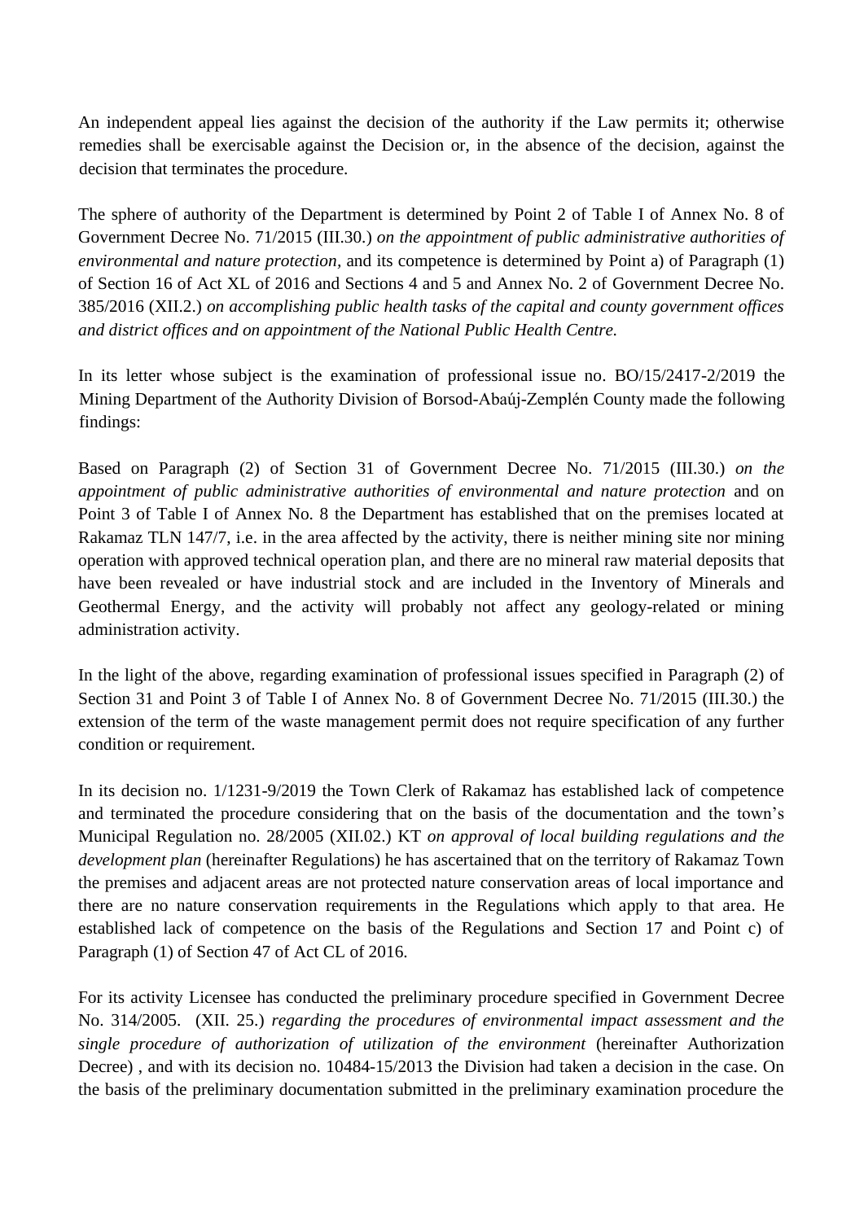An independent appeal lies against the decision of the authority if the Law permits it; otherwise remedies shall be exercisable against the Decision or, in the absence of the decision, against the decision that terminates the procedure.

The sphere of authority of the Department is determined by Point 2 of Table I of Annex No. 8 of Government Decree No. 71/2015 (III.30.) *on the appointment of public administrative authorities of environmental and nature protection,* and its competence is determined by Point a) of Paragraph (1) of Section 16 of Act XL of 2016 and Sections 4 and 5 and Annex No. 2 of Government Decree No. 385/2016 (XII.2.) *on accomplishing public health tasks of the capital and county government offices and district offices and on appointment of the National Public Health Centre.*

In its letter whose subject is the examination of professional issue no. BO/15/2417-2/2019 the Mining Department of the Authority Division of Borsod-Abaúj-Zemplén County made the following findings:

Based on Paragraph (2) of Section 31 of Government Decree No. 71/2015 (III.30.) *on the appointment of public administrative authorities of environmental and nature protection* and on Point 3 of Table I of Annex No. 8 the Department has established that on the premises located at Rakamaz TLN 147/7, i.e. in the area affected by the activity, there is neither mining site nor mining operation with approved technical operation plan, and there are no mineral raw material deposits that have been revealed or have industrial stock and are included in the Inventory of Minerals and Geothermal Energy, and the activity will probably not affect any geology-related or mining administration activity.

In the light of the above, regarding examination of professional issues specified in Paragraph (2) of Section 31 and Point 3 of Table I of Annex No. 8 of Government Decree No. 71/2015 (III.30.) the extension of the term of the waste management permit does not require specification of any further condition or requirement.

In its decision no. 1/1231-9/2019 the Town Clerk of Rakamaz has established lack of competence and terminated the procedure considering that on the basis of the documentation and the town's Municipal Regulation no. 28/2005 (XII.02.) KT *on approval of local building regulations and the development plan* (hereinafter Regulations) he has ascertained that on the territory of Rakamaz Town the premises and adjacent areas are not protected nature conservation areas of local importance and there are no nature conservation requirements in the Regulations which apply to that area. He established lack of competence on the basis of the Regulations and Section 17 and Point c) of Paragraph (1) of Section 47 of Act CL of 2016.

For its activity Licensee has conducted the preliminary procedure specified in Government Decree No. 314/2005. (XII. 25.) *regarding the procedures of environmental impact assessment and the single procedure of authorization of utilization of the environment* (hereinafter Authorization Decree) , and with its decision no. 10484-15/2013 the Division had taken a decision in the case. On the basis of the preliminary documentation submitted in the preliminary examination procedure the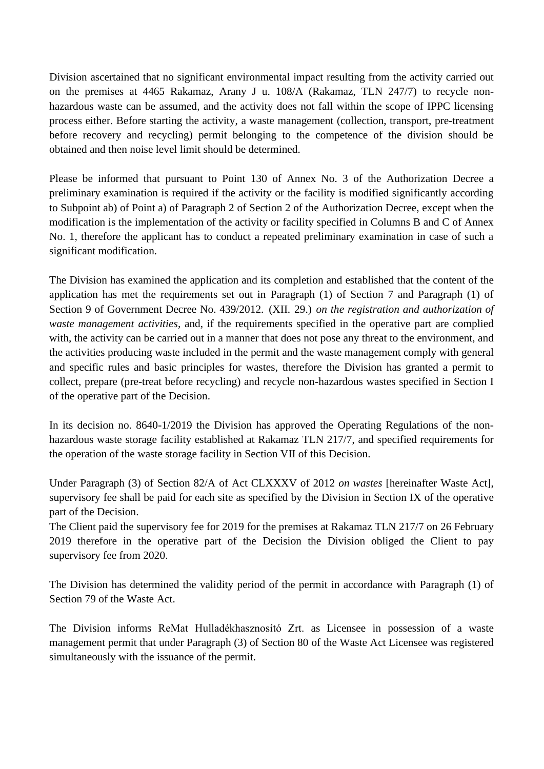Division ascertained that no significant environmental impact resulting from the activity carried out on the premises at 4465 Rakamaz, Arany J u. 108/A (Rakamaz, TLN 247/7) to recycle non-hazardous waste can be assumed, and the activity does not fall within the scope of IPPC licensing process either. Before starting the activity, a waste management (collection, transport, pre-treatment before recovery and recycling) permit belonging to the competence of the division should be obtained and then noise level limit should be determined.

Please be informed that pursuant to Point 130 of Annex No. 3 of the Authorization Decree a preliminary examination is required if the activity or the facility is modified significantly according to Subpoint ab) of Point a) of Paragraph 2 of Section 2 of the Authorization Decree, except when the modification is the implementation of the activity or facility specified in Columns B and C of Annex No. 1, therefore the applicant has to conduct a repeated preliminary examination in case of such a significant modification.

The Division has examined the application and its completion and established that the content of the application has met the requirements set out in Paragraph (1) of Section 7 and Paragraph (1) of Section 9 of Government Decree No. 439/2012. (XII. 29.) *on the registration and authorization of waste management activities,* and, if the requirements specified in the operative part are complied with, the activity can be carried out in a manner that does not pose any threat to the environment, and the activities producing waste included in the permit and the waste management comply with general and specific rules and basic principles for wastes, therefore the Division has granted a permit to collect, prepare (pre-treat before recycling) and recycle non-hazardous wastes specified in Section I of the operative part of the Decision.

In its decision no. 8640-1/2019 the Division has approved the Operating Regulations of the non-hazardous waste storage facility established at Rakamaz TLN 217/7, and specified requirements for the operation of the waste storage facility in Section VII of this Decision.

Under Paragraph (3) of Section 82/A of Act CLXXXV of 2012 *on wastes* [hereinafter Waste Act], supervisory fee shall be paid for each site as specified by the Division in Section IX of the operative part of the Decision.
The Client paid the supervisory fee for 2019 for the premises at Rakamaz TLN 217/7 on 26 February 2019 therefore in the operative part of the Decision the Division obliged the Client to pay supervisory fee from 2020.

The Division has determined the validity period of the permit in accordance with Paragraph (1) of Section 79 of the Waste Act.

The Division informs ReMat Hulladékhasznosító Zrt. as Licensee in possession of a waste management permit that under Paragraph (3) of Section 80 of the Waste Act Licensee was registered simultaneously with the issuance of the permit.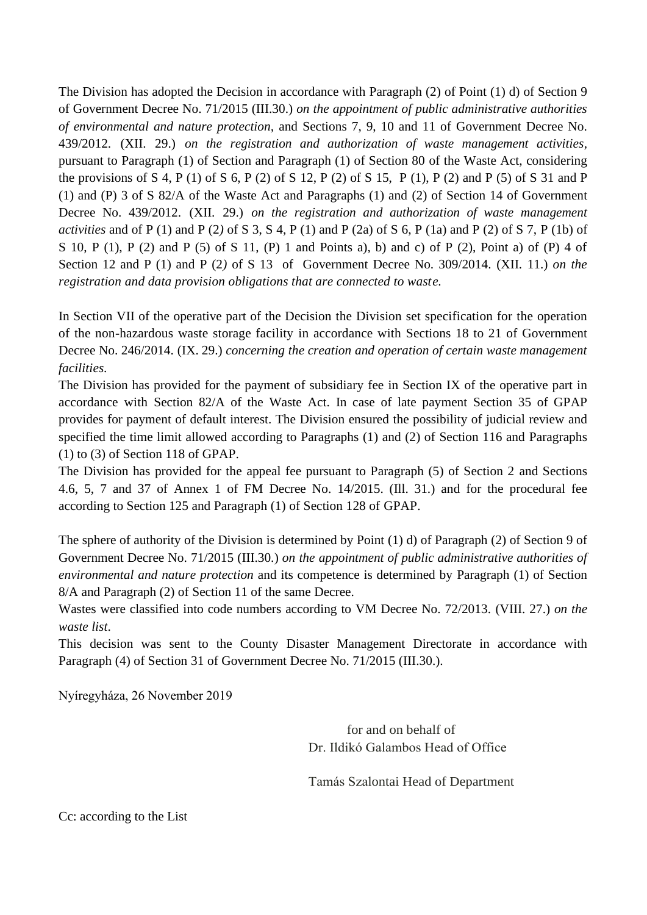The Division has adopted the Decision in accordance with Paragraph (2) of Point (1) d) of Section 9 of Government Decree No. 71/2015 (III.30.) *on the appointment of public administrative authorities of environmental and nature protection,* and Sections 7, 9, 10 and 11 of Government Decree No. 439/2012. (XII. 29.) *on the registration and authorization of waste management activities*, pursuant to Paragraph (1) of Section and Paragraph (1) of Section 80 of the Waste Act, considering the provisions of S 4, P (1) of S 6, P (2) of S 12, P (2) of S 15, P (1), P (2) and P (5) of S 31 and P (1) and (P) 3 of S 82/A of the Waste Act and Paragraphs (1) and (2) of Section 14 of Government Decree No. 439/2012. (XII. 29.) *on the registration and authorization of waste management activities* and of P (1) and P (2*)* of S 3, S 4, P (1) and P (2a) of S 6, P (1a) and P (2) of S 7, P (1b) of S 10, P (1), P (2) and P (5) of S 11, (P) 1 and Points a), b) and c) of P (2), Point a) of (P) 4 of Section 12 and P (1) and P (2*)* of S 13 of Government Decree No. 309/2014. (XII. 11.) *on the registration and data provision obligations that are connected to waste.*

In Section VII of the operative part of the Decision the Division set specification for the operation of the non-hazardous waste storage facility in accordance with Sections 18 to 21 of Government Decree No. 246/2014. (IX. 29.) *concerning the creation and operation of certain waste management facilities.*

The Division has provided for the payment of subsidiary fee in Section IX of the operative part in accordance with Section 82/A of the Waste Act. In case of late payment Section 35 of GPAP provides for payment of default interest. The Division ensured the possibility of judicial review and specified the time limit allowed according to Paragraphs (1) and (2) of Section 116 and Paragraphs (1) to (3) of Section 118 of GPAP.

The Division has provided for the appeal fee pursuant to Paragraph (5) of Section 2 and Sections 4.6, 5, 7 and 37 of Annex 1 of FM Decree No. 14/2015. (Ill. 31.) and for the procedural fee according to Section 125 and Paragraph (1) of Section 128 of GPAP.

The sphere of authority of the Division is determined by Point (1) d) of Paragraph (2) of Section 9 of Government Decree No. 71/2015 (III.30.) *on the appointment of public administrative authorities of environmental and nature protection* and its competence is determined by Paragraph (1) of Section 8/A and Paragraph (2) of Section 11 of the same Decree.

Wastes were classified into code numbers according to VM Decree No. 72/2013. (VIII. 27.) *on the waste list*.

This decision was sent to the County Disaster Management Directorate in accordance with Paragraph (4) of Section 31 of Government Decree No. 71/2015 (III.30.).

Nyíregyháza, 26 November 2019

for and on behalf of
Dr. Ildikó Galambos Head of Office

Tamás Szalontai Head of Department

Cc: according to the List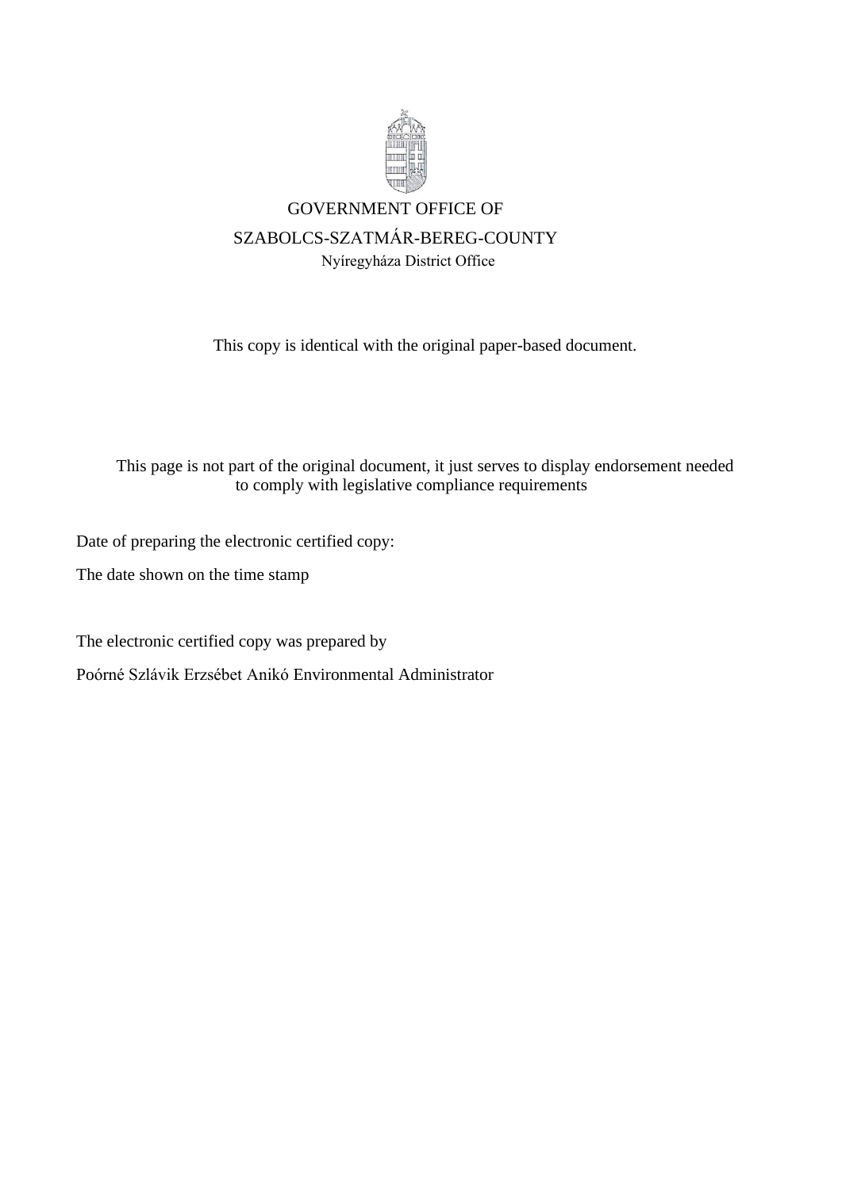GOVERNMENT OFFICE OF

SZABOLCS-SZATMÁR-BEREG-COUNTY

Nyíregyháza District Office

This copy is identical with the original paper-based document.

This page is not part of the original document, it just serves to display endorsement needed to comply with legislative compliance requirements

Date of preparing the electronic certified copy:

The date shown on the time stamp

The electronic certified copy was prepared by

Poórné Szlávik Erzsébet Anikó Environmental Administrator